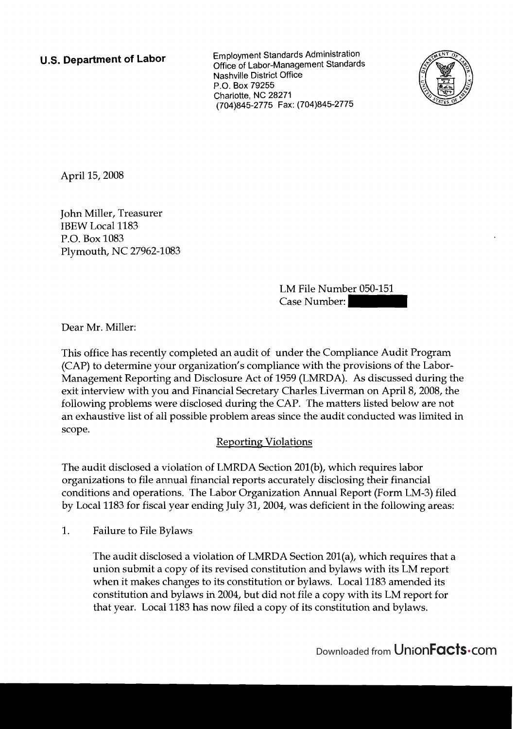**U.S. Department of Labor**

Employment Standards Administration
Office of Labor-Management Standards
Nashville District Office
P.O. Box 79255
Charlotte, NC 28271
(704)845-2775 Fax: (704)845-2775

April 15, 2008

John Miller, Treasurer
IBEW Local 1183
P.O. Box 1083
Plymouth, NC 27962-1083

LM File Number 050-151
Case Number:

Dear Mr. Miller:

This office has recently completed an audit of under the Compliance Audit Program (CAP) to determine your organization's compliance with the provisions of the Labor-Management Reporting and Disclosure Act of 1959 (LMRDA). As discussed during the exit interview with you and Financial Secretary Charles Liverman on April 8, 2008, the following problems were disclosed during the CAP. The matters listed below are not an exhaustive list of all possible problem areas since the audit conducted was limited in scope.

Reporting Violations

The audit disclosed a violation of LMRDA Section 201(b), which requires labor organizations to file annual financial reports accurately disclosing their financial conditions and operations. The Labor Organization Annual Report (Form LM-3) filed by Local 1183 for fiscal year ending July 31, 2004, was deficient in the following areas:

1. Failure to File Bylaws

   The audit disclosed a violation of LMRDA Section 201(a), which requires that a union submit a copy of its revised constitution and bylaws with its LM report when it makes changes to its constitution or bylaws. Local 1183 amended its constitution and bylaws in 2004, but did not file a copy with its LM report for that year. Local 1183 has now filed a copy of its constitution and bylaws.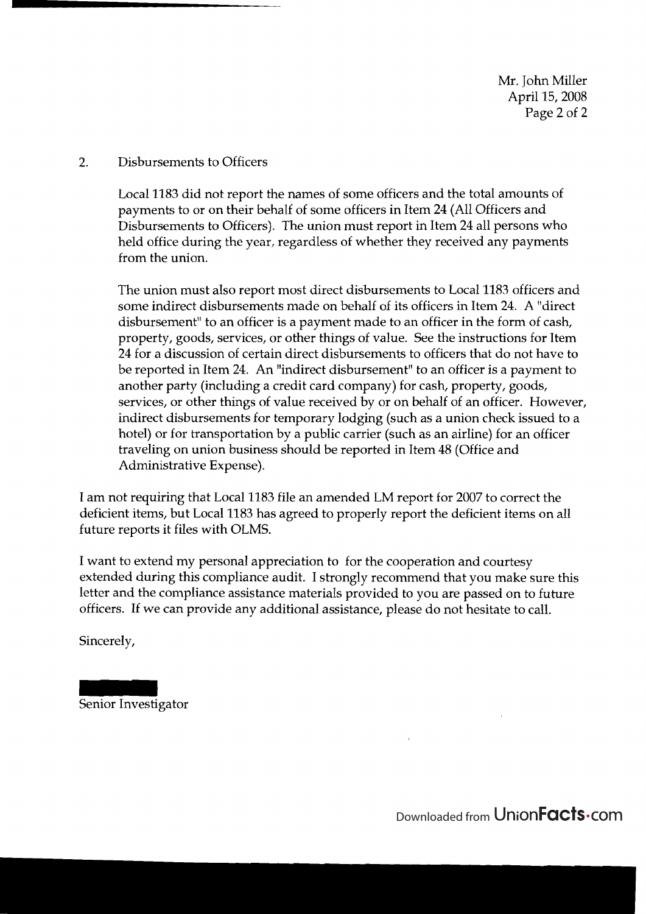2. Disbursements to Officers

Local 1183 did not report the names of some officers and the total amounts of payments to or on their behalf of some officers in Item 24 (All Officers and Disbursements to Officers). The union must report in Item 24 all persons who held office during the year, regardless of whether they received any payments from the union.

The union must also report most direct disbursements to Local 1183 officers and some indirect disbursements made on behalf of its officers in Item 24. A "direct disbursement" to an officer is a payment made to an officer in the form of cash, property, goods, services, or other things of value. See the instructions for Item 24 for a discussion of certain direct disbursements to officers that do not have to be reported in Item 24. An "indirect disbursement" to an officer is a payment to another party (including a credit card company) for cash, property, goods, services, or other things of value received by or on behalf of an officer. However, indirect disbursements for temporary lodging (such as a union check issued to a hotel) or for transportation by a public carrier (such as an airline) for an officer traveling on union business should be reported in Item 48 (Office and Administrative Expense).

I am not requiring that Local 1183 file an amended LM report for 2007 to correct the deficient items, but Local 1183 has agreed to properly report the deficient items on all future reports it files with OLMS.

I want to extend my personal appreciation to for the cooperation and courtesy extended during this compliance audit. I strongly recommend that you make sure this letter and the compliance assistance materials provided to you are passed on to future officers. If we can provide any additional assistance, please do not hesitate to call.

Sincerely,

Senior Investigator

Downloaded from UnionFacts.com